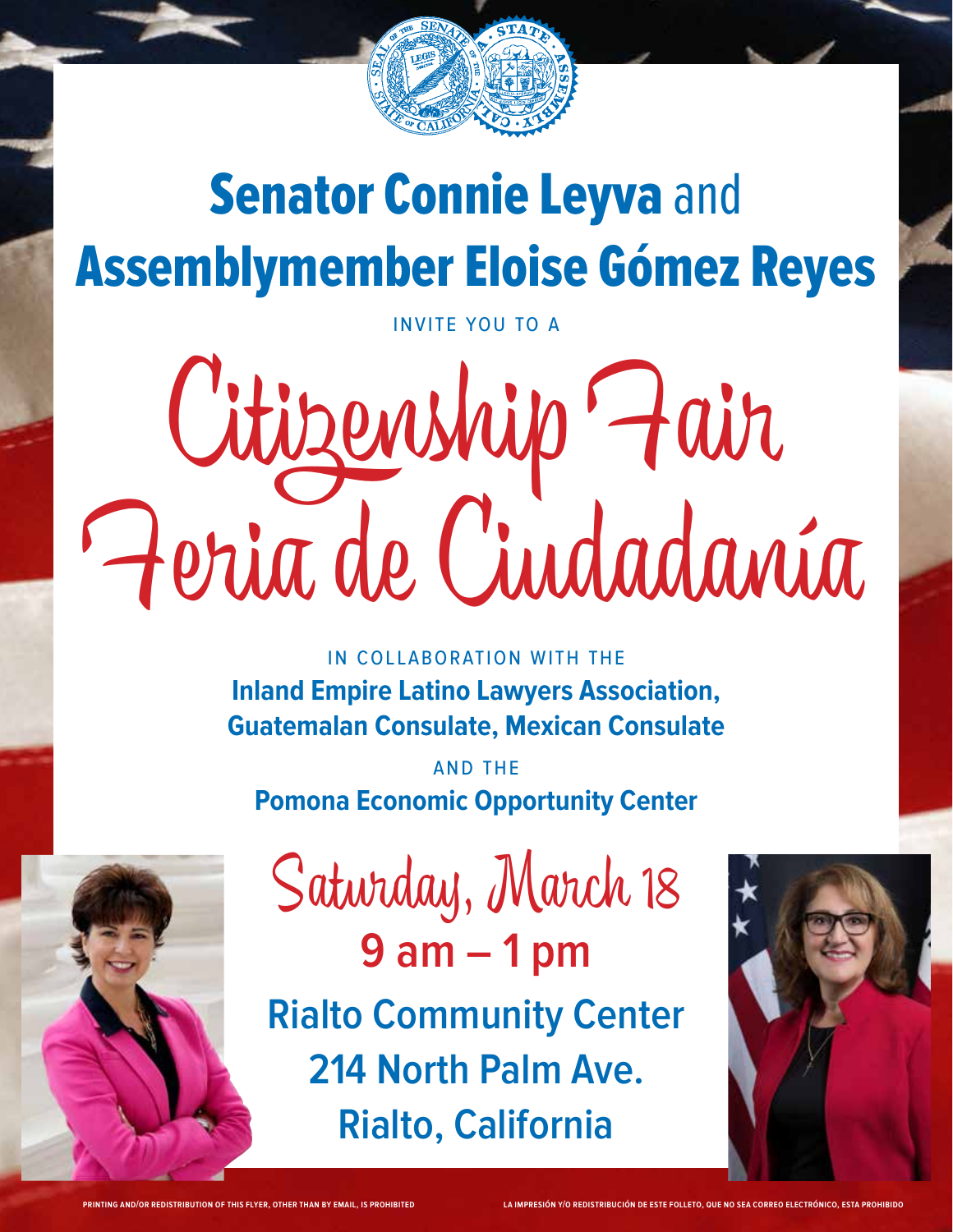# **Senator Connie Leyva** and **Assemblymember Eloise Gómez Reyes**

INVITE YOU TO A

# Citizenship Fair
# Feria de Ciudadanía

IN COLLABORATION WITH THE

**Inland Empire Latino Lawyers Association, Guatemalan Consulate, Mexican Consulate**

AND THE

**Pomona Economic Opportunity Center**

## Saturday, March 18

**9 am – 1 pm**

**Rialto Community Center**
**214 North Palm Ave.**
**Rialto, California**

PRINTING AND/OR REDISTRIBUTION OF THIS FLYER, OTHER THAN BY EMAIL, IS PROHIBITED

LA IMPRESIÓN Y/O REDISTRIBUCIÓN DE ESTE FOLLETO, QUE NO SEA CORREO ELECTRÓNICO, ESTA PROHIBIDO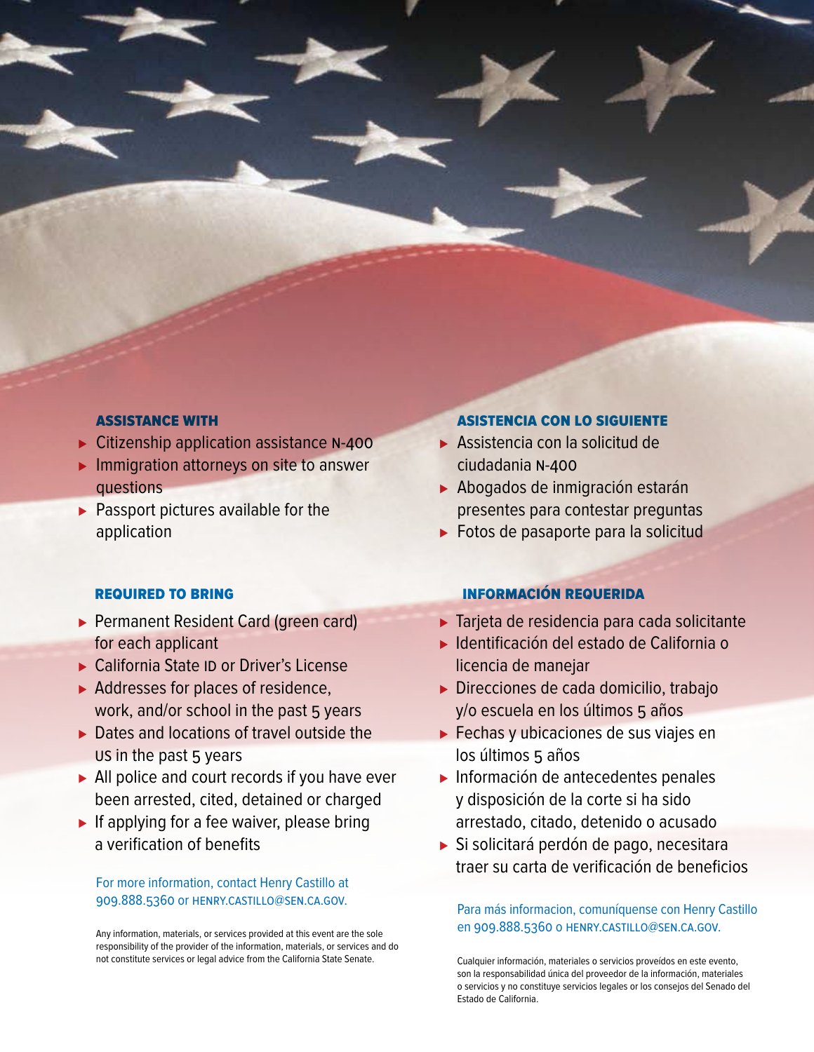## ASSISTANCE WITH

- Citizenship application assistance N-400
- Immigration attorneys on site to answer questions
- Passport pictures available for the application

## REQUIRED TO BRING

- Permanent Resident Card (green card) for each applicant
- California State ID or Driver's License
- Addresses for places of residence, work, and/or school in the past 5 years
- Dates and locations of travel outside the US in the past 5 years
- All police and court records if you have ever been arrested, cited, detained or charged
- If applying for a fee waiver, please bring a verification of benefits

For more information, contact Henry Castillo at 909.888.5360 or HENRY.CASTILLO@SEN.CA.GOV.

Any information, materials, or services provided at this event are the sole responsibility of the provider of the information, materials, or services and do not constitute services or legal advice from the California State Senate.

## ASISTENCIA CON LO SIGUIENTE

- Assistencia con la solicitud de ciudadania N-400
- Abogados de inmigración estarán presentes para contestar preguntas
- Fotos de pasaporte para la solicitud

## INFORMACIÓN REQUERIDA

- Tarjeta de residencia para cada solicitante
- Identificación del estado de California o licencia de manejar
- Direcciones de cada domicilio, trabajo y/o escuela en los últimos 5 años
- Fechas y ubicaciones de sus viajes en los últimos 5 años
- Información de antecedentes penales y disposición de la corte si ha sido arrestado, citado, detenido o acusado
- Si solicitará perdón de pago, necesitara traer su carta de verificación de beneficios

Para más informacion, comuníquense con Henry Castillo en 909.888.5360 o HENRY.CASTILLO@SEN.CA.GOV.

Cualquier información, materiales o servicios proveídos en este evento, son la responsabilidad única del proveedor de la información, materiales o servicios y no constituye servicios legales or los consejos del Senado del Estado de California.